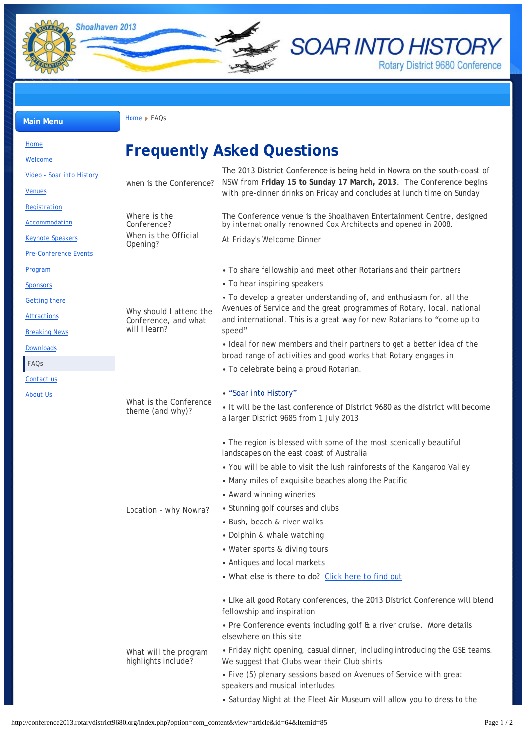SOAR INTO HISTORY

Rotary District 9680 Conference

Shoalhaven 2013

**Main Menu**

- Home
- Welcome
- Video - Soar into History
- Venues
- Registration
- Accommodation
- Keynote Speakers
- Pre-Conference Events
- Program
- Sponsors
- Getting there
- Attractions
- Breaking News
- Downloads
- FAQs
- Contact us
- About Us

Home ▸ FAQs

# Frequently Asked Questions

| | |
|---|---|
| When is the Conference? | The 2013 District Conference is being held in Nowra on the south-coast of NSW from **Friday 15 to Sunday 17 March, 2013**. The Conference begins with pre-dinner drinks on Friday and concludes at lunch time on Sunday |
| Where is the Conference? | The Conference venue is the Shoalhaven Entertainment Centre, designed by internationally renowned Cox Architects and opened in 2008. |
| When is the Official Opening? | At Friday's Welcome Dinner |
| Why should I attend the Conference, and what will I learn? | • To share fellowship and meet other Rotarians and their partners<br>• To hear inspiring speakers<br>• To develop a greater understanding of, and enthusiasm for, all the Avenues of Service and the great programmes of Rotary, local, national and international. This is a great way for new Rotarians to "come up to speed"<br>• Ideal for new members and their partners to get a better idea of the broad range of activities and good works that Rotary engages in<br>• To celebrate being a proud Rotarian. |
| What is the Conference theme (and why)? | • "Soar into History"<br>• It will be the last conference of District 9680 as the district will become a larger District 9685 from 1 July 2013 |
| Location - why Nowra? | • The region is blessed with some of the most scenically beautiful landscapes on the east coast of Australia<br>• You will be able to visit the lush rainforests of the Kangaroo Valley<br>• Many miles of exquisite beaches along the Pacific<br>• Award winning wineries<br>• Stunning golf courses and clubs<br>• Bush, beach & river walks<br>• Dolphin & whale watching<br>• Water sports & diving tours<br>• Antiques and local markets<br>• What else is there to do? Click here to find out |
| What will the program highlights include? | • Like all good Rotary conferences, the 2013 District Conference will blend fellowship and inspiration<br>• Pre Conference events including golf & a river cruise. More details elsewhere on this site<br>• Friday night opening, casual dinner, including introducing the GSE teams. We suggest that Clubs wear their Club shirts<br>• Five (5) plenary sessions based on Avenues of Service with great speakers and musical interludes<br>• Saturday Night at the Fleet Air Museum will allow you to dress to the |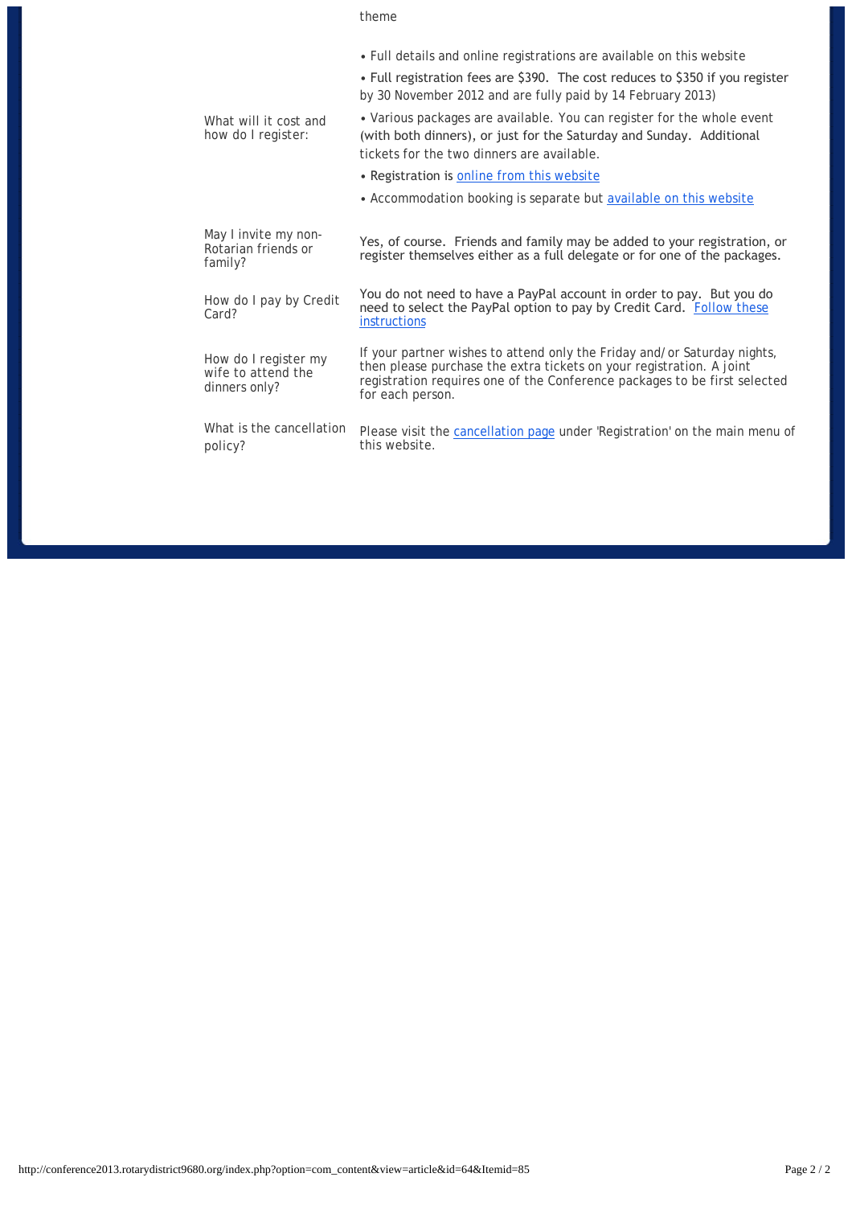| | |
|---|---|
| | theme |
| What will it cost and how do I register: | • Full details and online registrations are available on this website<br>• Full registration fees are $390. The cost reduces to $350 if you register by 30 November 2012 and are fully paid by 14 February 2013)<br>• Various packages are available. You can register for the whole event (with both dinners), or just for the Saturday and Sunday. Additional tickets for the two dinners are available.<br>• Registration is online from this website<br>• Accommodation booking is separate but available on this website |
| May I invite my non-Rotarian friends or family? | Yes, of course. Friends and family may be added to your registration, or register themselves either as a full delegate or for one of the packages. |
| How do I pay by Credit Card? | You do not need to have a PayPal account in order to pay. But you do need to select the PayPal option to pay by Credit Card. Follow these instructions |
| How do I register my wife to attend the dinners only? | If your partner wishes to attend only the Friday and/or Saturday nights, then please purchase the extra tickets on your registration. A joint registration requires one of the Conference packages to be first selected for each person. |
| What is the cancellation policy? | Please visit the cancellation page under 'Registration' on the main menu of this website. |